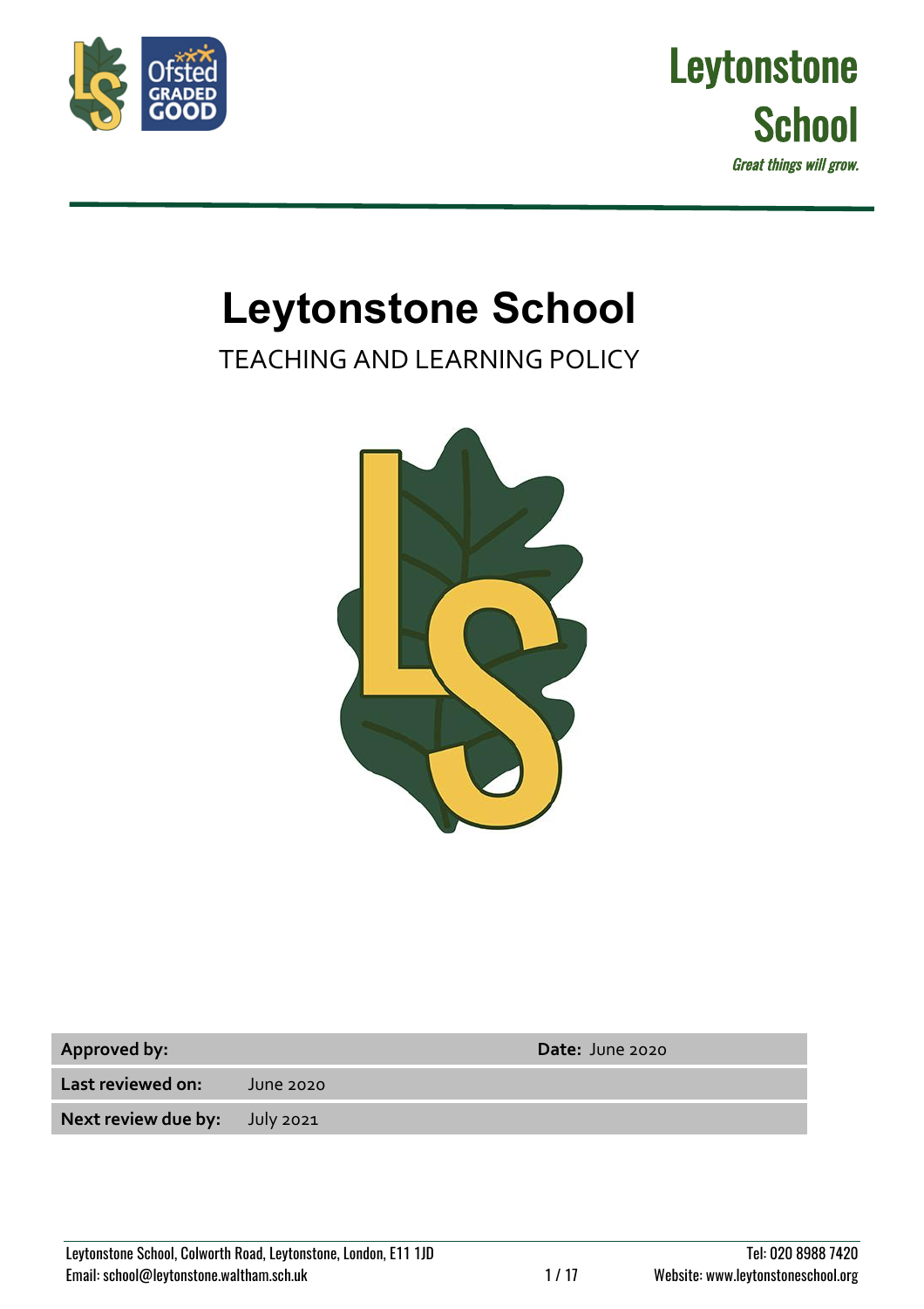Leytonstone School

*Great things will grow.*

# Leytonstone School

TEACHING AND LEARNING POLICY

| **Approved by:** | | **Date:** June 2020 |
|---|---|---|
| **Last reviewed on:** | June 2020 | |
| **Next review due by:** | July 2021 | |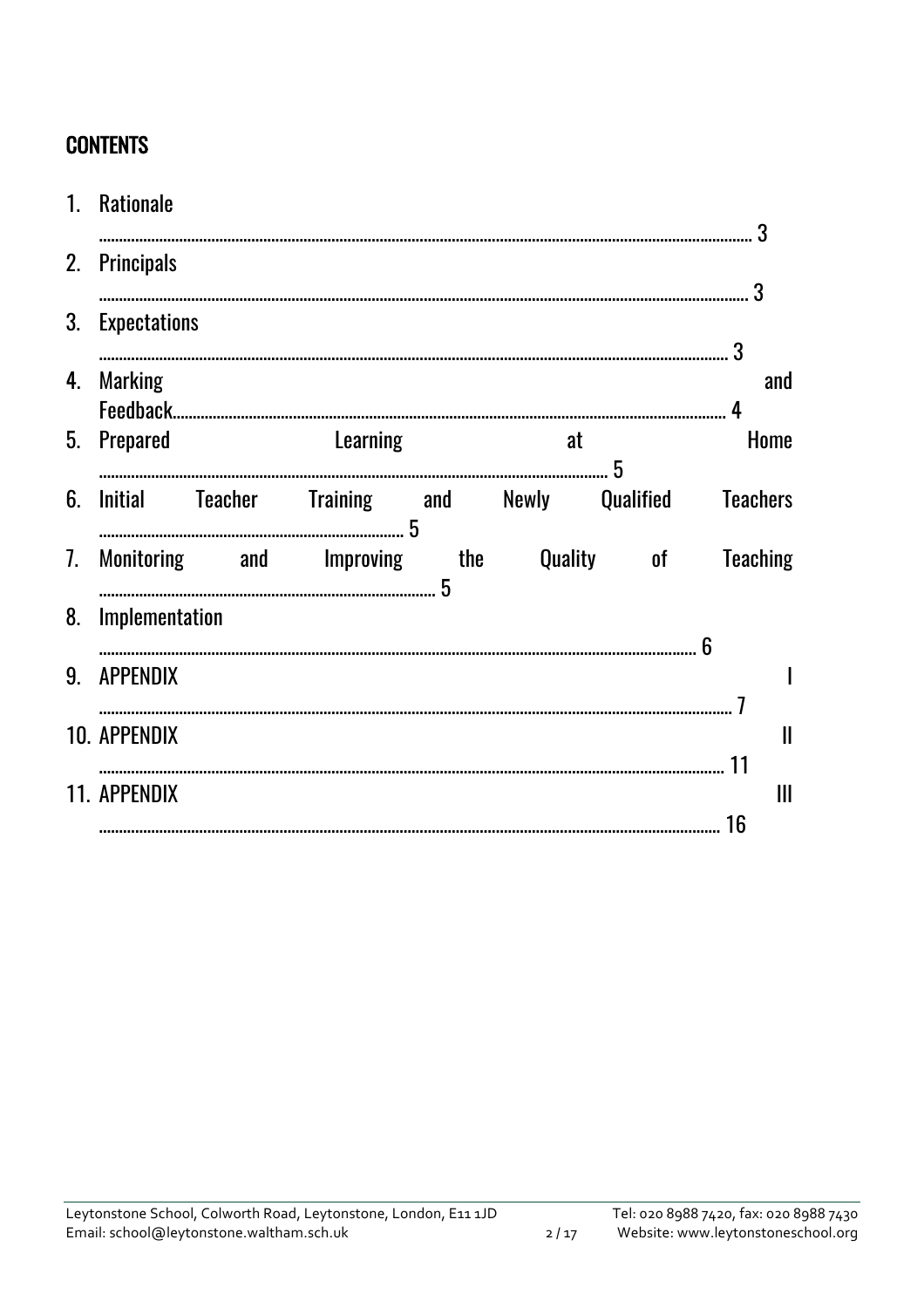## CONTENTS

1. Rationale ............................................................ 3
2. Principals ............................................................ 3
3. Expectations ............................................................ 3
4. Marking and Feedback ............................................................ 4
5. Prepared Learning at Home ............................................................ 5
6. Initial Teacher Training and Newly Qualified Teachers ............................................................ 5
7. Monitoring and Improving the Quality of Teaching ............................................................ 5
8. Implementation ............................................................ 6
9. APPENDIX I ............................................................ 7
10. APPENDIX II ............................................................ 11
11. APPENDIX III ............................................................ 16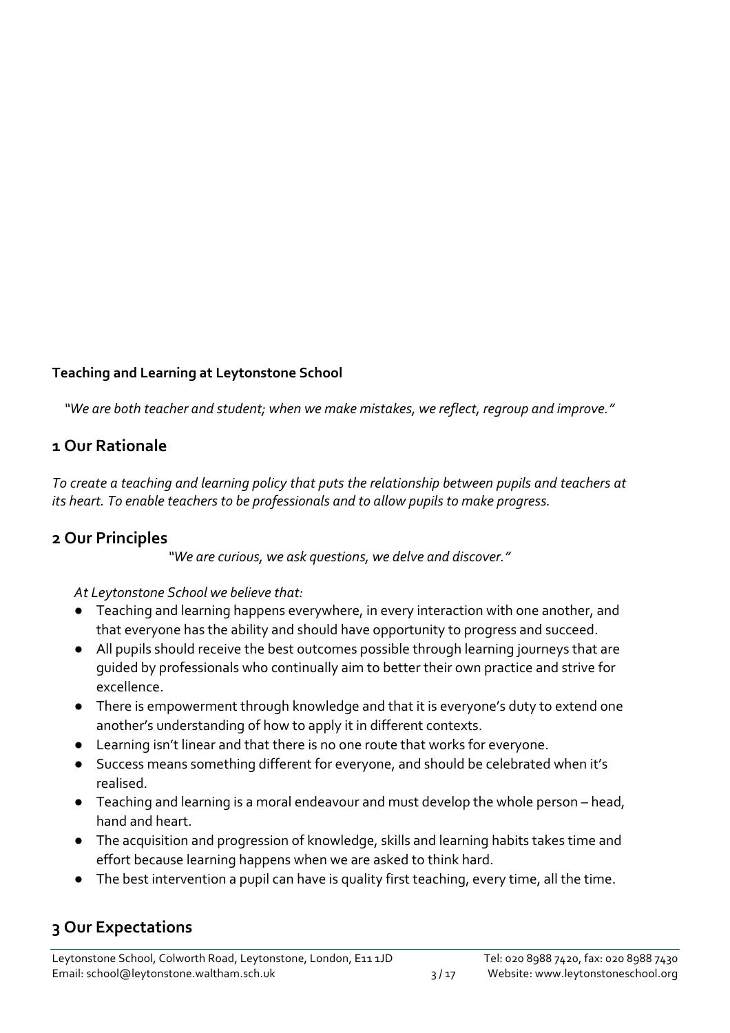**Teaching and Learning at Leytonstone School**

*"We are both teacher and student; when we make mistakes, we reflect, regroup and improve."*

## 1 Our Rationale

*To create a teaching and learning policy that puts the relationship between pupils and teachers at its heart. To enable teachers to be professionals and to allow pupils to make progress.*

## 2 Our Principles

*"We are curious, we ask questions, we delve and discover."*

*At Leytonstone School we believe that:*

- Teaching and learning happens everywhere, in every interaction with one another, and that everyone has the ability and should have opportunity to progress and succeed.
- All pupils should receive the best outcomes possible through learning journeys that are guided by professionals who continually aim to better their own practice and strive for excellence.
- There is empowerment through knowledge and that it is everyone's duty to extend one another's understanding of how to apply it in different contexts.
- Learning isn't linear and that there is no one route that works for everyone.
- Success means something different for everyone, and should be celebrated when it's realised.
- Teaching and learning is a moral endeavour and must develop the whole person – head, hand and heart.
- The acquisition and progression of knowledge, skills and learning habits takes time and effort because learning happens when we are asked to think hard.
- The best intervention a pupil can have is quality first teaching, every time, all the time.

## 3 Our Expectations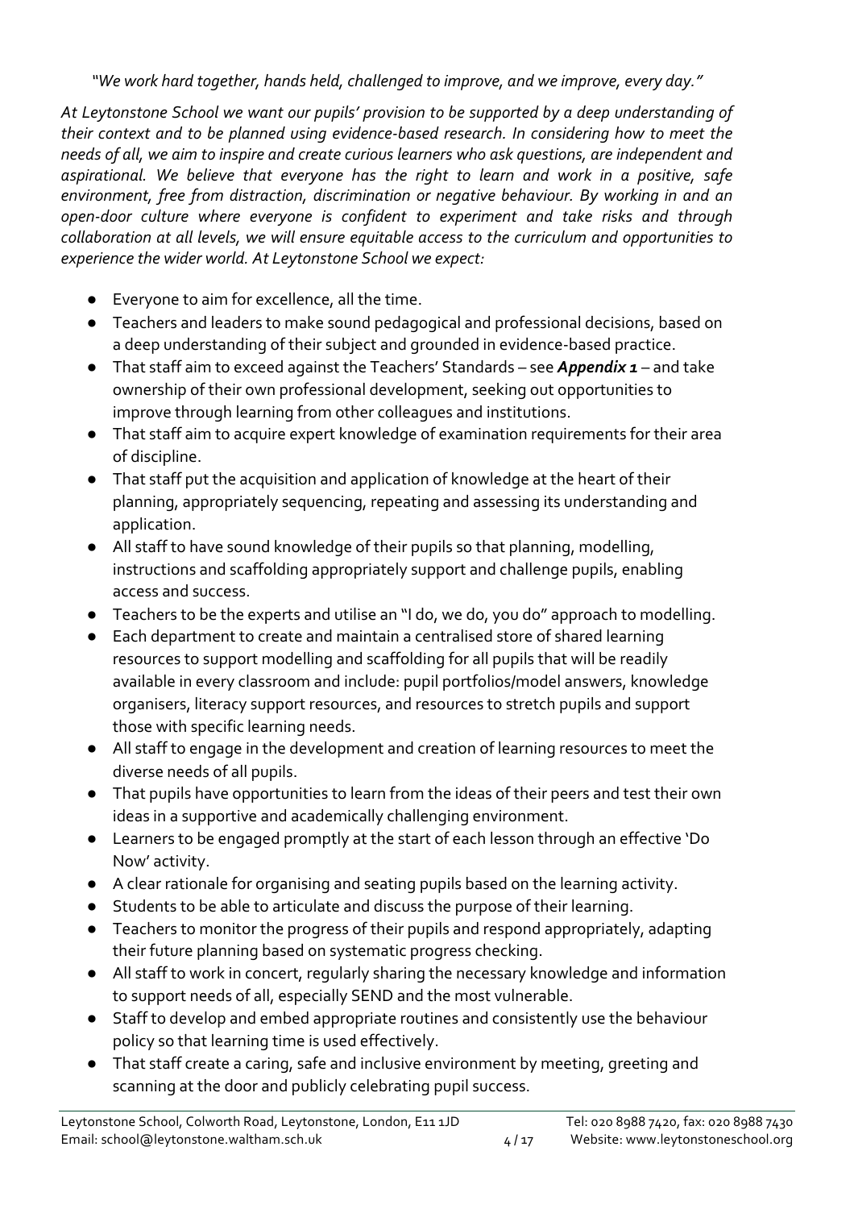*"We work hard together, hands held, challenged to improve, and we improve, every day."*

*At Leytonstone School we want our pupils' provision to be supported by a deep understanding of their context and to be planned using evidence-based research. In considering how to meet the needs of all, we aim to inspire and create curious learners who ask questions, are independent and aspirational. We believe that everyone has the right to learn and work in a positive, safe environment, free from distraction, discrimination or negative behaviour. By working in and an open-door culture where everyone is confident to experiment and take risks and through collaboration at all levels, we will ensure equitable access to the curriculum and opportunities to experience the wider world. At Leytonstone School we expect:*

- Everyone to aim for excellence, all the time.
- Teachers and leaders to make sound pedagogical and professional decisions, based on a deep understanding of their subject and grounded in evidence-based practice.
- That staff aim to exceed against the Teachers' Standards – see ***Appendix 1*** – and take ownership of their own professional development, seeking out opportunities to improve through learning from other colleagues and institutions.
- That staff aim to acquire expert knowledge of examination requirements for their area of discipline.
- That staff put the acquisition and application of knowledge at the heart of their planning, appropriately sequencing, repeating and assessing its understanding and application.
- All staff to have sound knowledge of their pupils so that planning, modelling, instructions and scaffolding appropriately support and challenge pupils, enabling access and success.
- Teachers to be the experts and utilise an "I do, we do, you do" approach to modelling.
- Each department to create and maintain a centralised store of shared learning resources to support modelling and scaffolding for all pupils that will be readily available in every classroom and include: pupil portfolios/model answers, knowledge organisers, literacy support resources, and resources to stretch pupils and support those with specific learning needs.
- All staff to engage in the development and creation of learning resources to meet the diverse needs of all pupils.
- That pupils have opportunities to learn from the ideas of their peers and test their own ideas in a supportive and academically challenging environment.
- Learners to be engaged promptly at the start of each lesson through an effective 'Do Now' activity.
- A clear rationale for organising and seating pupils based on the learning activity.
- Students to be able to articulate and discuss the purpose of their learning.
- Teachers to monitor the progress of their pupils and respond appropriately, adapting their future planning based on systematic progress checking.
- All staff to work in concert, regularly sharing the necessary knowledge and information to support needs of all, especially SEND and the most vulnerable.
- Staff to develop and embed appropriate routines and consistently use the behaviour policy so that learning time is used effectively.
- That staff create a caring, safe and inclusive environment by meeting, greeting and scanning at the door and publicly celebrating pupil success.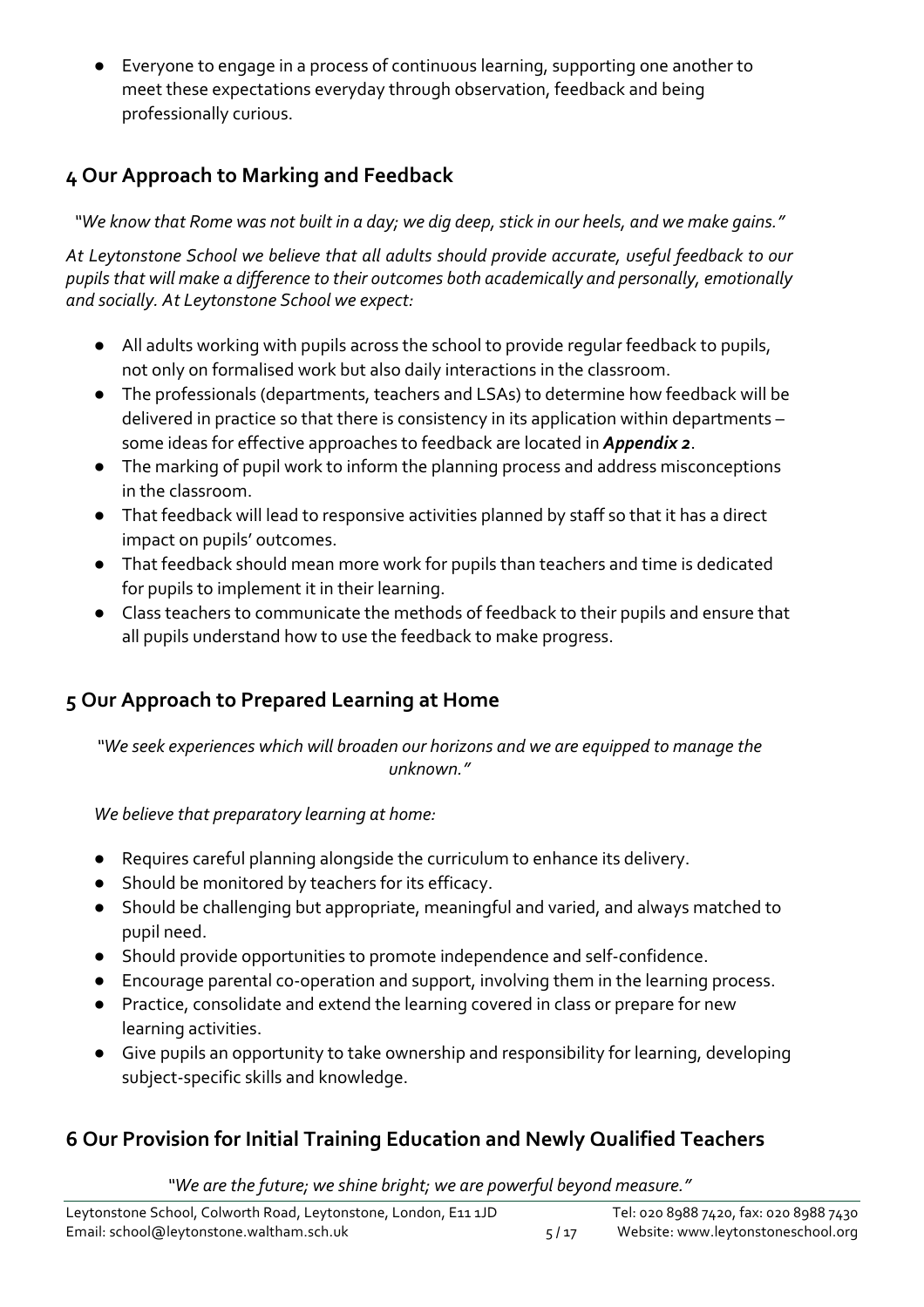- Everyone to engage in a process of continuous learning, supporting one another to meet these expectations everyday through observation, feedback and being professionally curious.

## 4 Our Approach to Marking and Feedback

*"We know that Rome was not built in a day; we dig deep, stick in our heels, and we make gains."*

*At Leytonstone School we believe that all adults should provide accurate, useful feedback to our pupils that will make a difference to their outcomes both academically and personally, emotionally and socially. At Leytonstone School we expect:*

- All adults working with pupils across the school to provide regular feedback to pupils, not only on formalised work but also daily interactions in the classroom.
- The professionals (departments, teachers and LSAs) to determine how feedback will be delivered in practice so that there is consistency in its application within departments – some ideas for effective approaches to feedback are located in ***Appendix 2***.
- The marking of pupil work to inform the planning process and address misconceptions in the classroom.
- That feedback will lead to responsive activities planned by staff so that it has a direct impact on pupils' outcomes.
- That feedback should mean more work for pupils than teachers and time is dedicated for pupils to implement it in their learning.
- Class teachers to communicate the methods of feedback to their pupils and ensure that all pupils understand how to use the feedback to make progress.

## 5 Our Approach to Prepared Learning at Home

*"We seek experiences which will broaden our horizons and we are equipped to manage the unknown."*

*We believe that preparatory learning at home:*

- Requires careful planning alongside the curriculum to enhance its delivery.
- Should be monitored by teachers for its efficacy.
- Should be challenging but appropriate, meaningful and varied, and always matched to pupil need.
- Should provide opportunities to promote independence and self-confidence.
- Encourage parental co-operation and support, involving them in the learning process.
- Practice, consolidate and extend the learning covered in class or prepare for new learning activities.
- Give pupils an opportunity to take ownership and responsibility for learning, developing subject-specific skills and knowledge.

## 6 Our Provision for Initial Training Education and Newly Qualified Teachers

*"We are the future; we shine bright; we are powerful beyond measure."*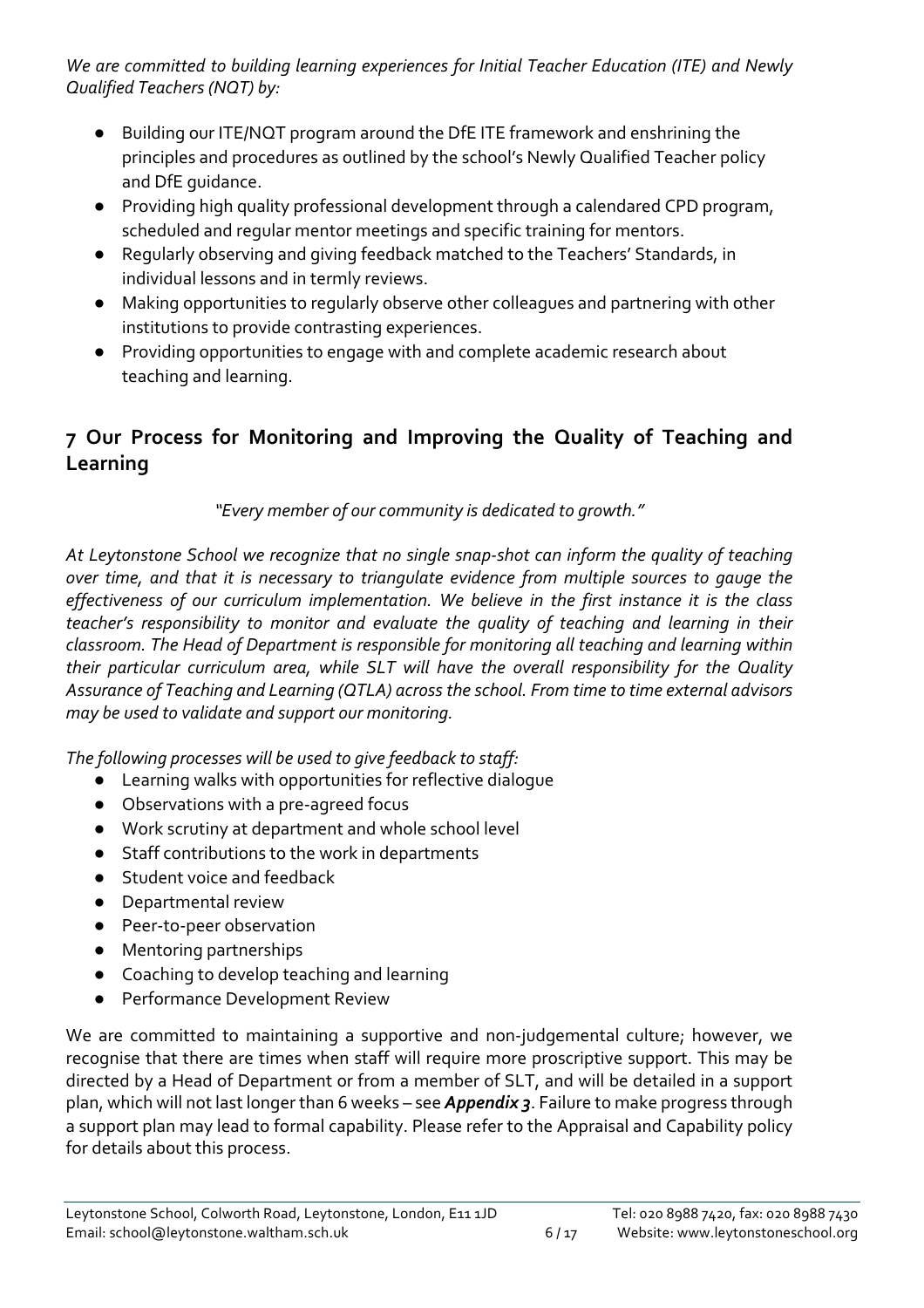*We are committed to building learning experiences for Initial Teacher Education (ITE) and Newly Qualified Teachers (NQT) by:*

- Building our ITE/NQT program around the DfE ITE framework and enshrining the principles and procedures as outlined by the school's Newly Qualified Teacher policy and DfE guidance.
- Providing high quality professional development through a calendared CPD program, scheduled and regular mentor meetings and specific training for mentors.
- Regularly observing and giving feedback matched to the Teachers' Standards, in individual lessons and in termly reviews.
- Making opportunities to regularly observe other colleagues and partnering with other institutions to provide contrasting experiences.
- Providing opportunities to engage with and complete academic research about teaching and learning.

## 7 Our Process for Monitoring and Improving the Quality of Teaching and Learning

*"Every member of our community is dedicated to growth."*

*At Leytonstone School we recognize that no single snap-shot can inform the quality of teaching over time, and that it is necessary to triangulate evidence from multiple sources to gauge the effectiveness of our curriculum implementation. We believe in the first instance it is the class teacher's responsibility to monitor and evaluate the quality of teaching and learning in their classroom. The Head of Department is responsible for monitoring all teaching and learning within their particular curriculum area, while SLT will have the overall responsibility for the Quality Assurance of Teaching and Learning (QTLA) across the school. From time to time external advisors may be used to validate and support our monitoring.*

*The following processes will be used to give feedback to staff:*

- Learning walks with opportunities for reflective dialogue
- Observations with a pre-agreed focus
- Work scrutiny at department and whole school level
- Staff contributions to the work in departments
- Student voice and feedback
- Departmental review
- Peer-to-peer observation
- Mentoring partnerships
- Coaching to develop teaching and learning
- Performance Development Review

We are committed to maintaining a supportive and non-judgemental culture; however, we recognise that there are times when staff will require more proscriptive support. This may be directed by a Head of Department or from a member of SLT, and will be detailed in a support plan, which will not last longer than 6 weeks – see ***Appendix 3***. Failure to make progress through a support plan may lead to formal capability. Please refer to the Appraisal and Capability policy for details about this process.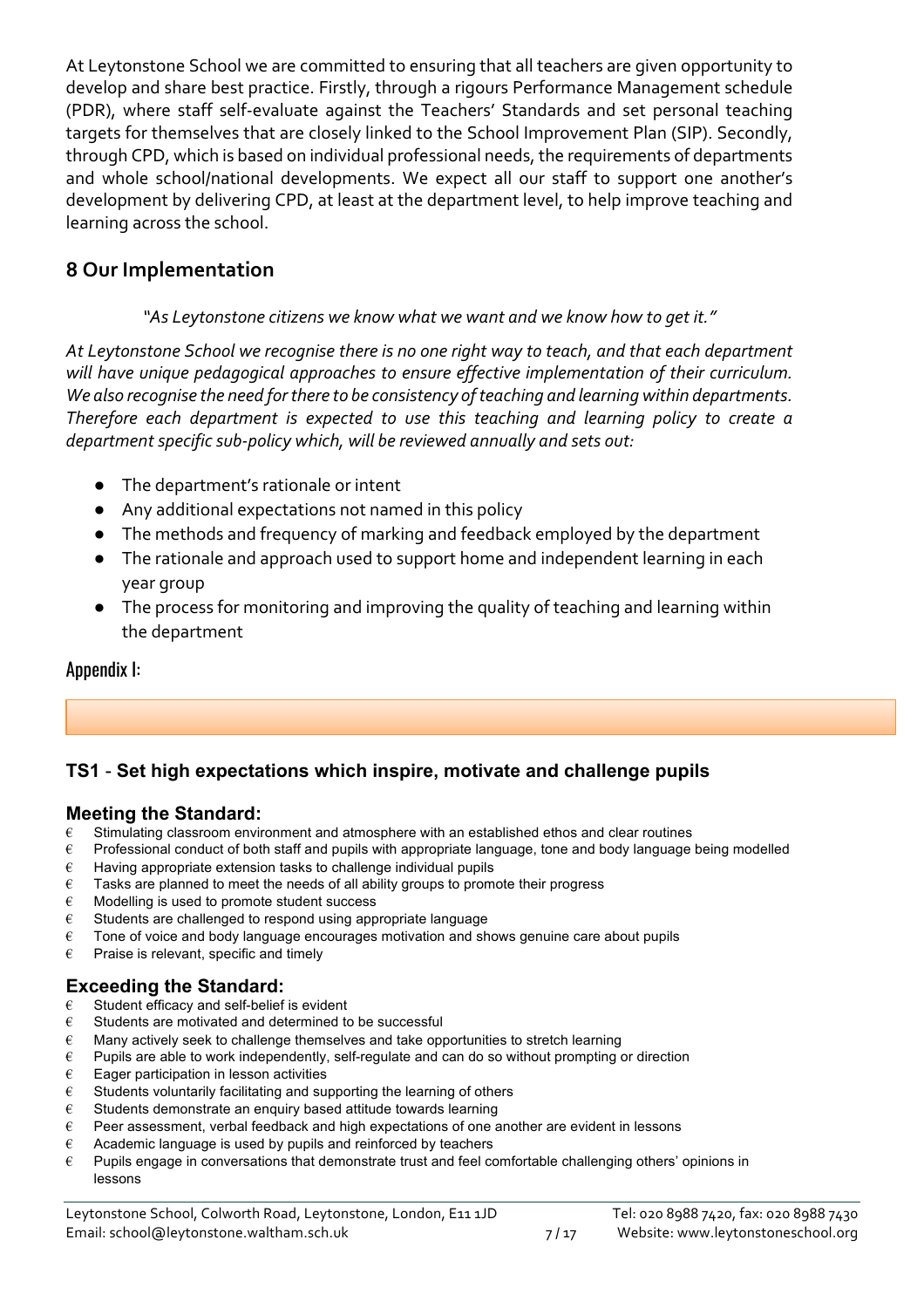At Leytonstone School we are committed to ensuring that all teachers are given opportunity to develop and share best practice. Firstly, through a rigours Performance Management schedule (PDR), where staff self-evaluate against the Teachers' Standards and set personal teaching targets for themselves that are closely linked to the School Improvement Plan (SIP). Secondly, through CPD, which is based on individual professional needs, the requirements of departments and whole school/national developments. We expect all our staff to support one another's development by delivering CPD, at least at the department level, to help improve teaching and learning across the school.

## 8 Our Implementation

*"As Leytonstone citizens we know what we want and we know how to get it."*

*At Leytonstone School we recognise there is no one right way to teach, and that each department will have unique pedagogical approaches to ensure effective implementation of their curriculum. We also recognise the need for there to be consistency of teaching and learning within departments. Therefore each department is expected to use this teaching and learning policy to create a department specific sub-policy which, will be reviewed annually and sets out:*

- The department's rationale or intent
- Any additional expectations not named in this policy
- The methods and frequency of marking and feedback employed by the department
- The rationale and approach used to support home and independent learning in each year group
- The process for monitoring and improving the quality of teaching and learning within the department

## Appendix I:

### TS1 - Set high expectations which inspire, motivate and challenge pupils

#### Meeting the Standard:

- Stimulating classroom environment and atmosphere with an established ethos and clear routines
- Professional conduct of both staff and pupils with appropriate language, tone and body language being modelled
- Having appropriate extension tasks to challenge individual pupils
- Tasks are planned to meet the needs of all ability groups to promote their progress
- Modelling is used to promote student success
- Students are challenged to respond using appropriate language
- Tone of voice and body language encourages motivation and shows genuine care about pupils
- Praise is relevant, specific and timely

#### Exceeding the Standard:

- Student efficacy and self-belief is evident
- Students are motivated and determined to be successful
- Many actively seek to challenge themselves and take opportunities to stretch learning
- Pupils are able to work independently, self-regulate and can do so without prompting or direction
- Eager participation in lesson activities
- Students voluntarily facilitating and supporting the learning of others
- Students demonstrate an enquiry based attitude towards learning
- Peer assessment, verbal feedback and high expectations of one another are evident in lessons
- Academic language is used by pupils and reinforced by teachers
- Pupils engage in conversations that demonstrate trust and feel comfortable challenging others' opinions in lessons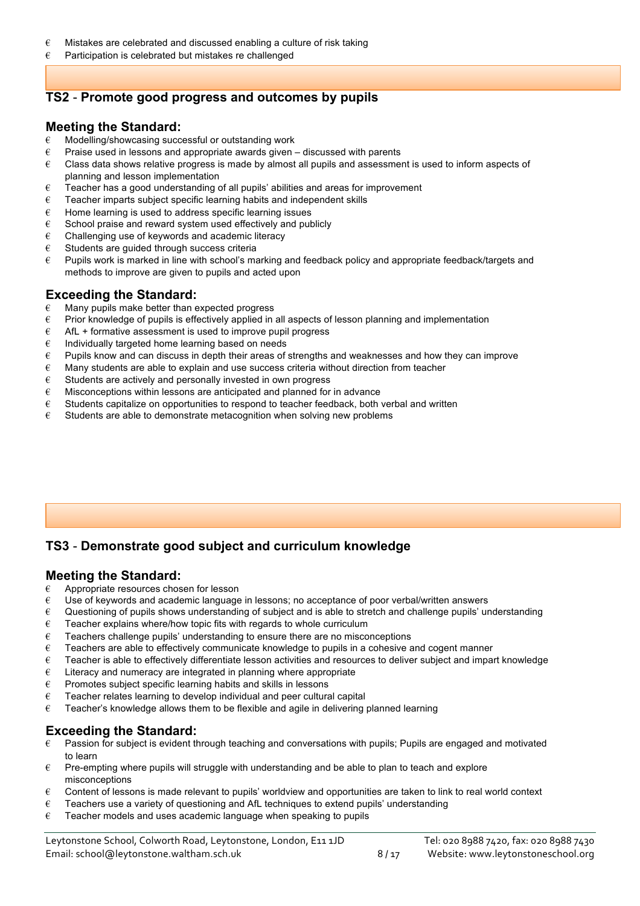- Mistakes are celebrated and discussed enabling a culture of risk taking
- Participation is celebrated but mistakes re challenged

## TS2 - Promote good progress and outcomes by pupils

### Meeting the Standard:

- Modelling/showcasing successful or outstanding work
- Praise used in lessons and appropriate awards given – discussed with parents
- Class data shows relative progress is made by almost all pupils and assessment is used to inform aspects of planning and lesson implementation
- Teacher has a good understanding of all pupils' abilities and areas for improvement
- Teacher imparts subject specific learning habits and independent skills
- Home learning is used to address specific learning issues
- School praise and reward system used effectively and publicly
- Challenging use of keywords and academic literacy
- Students are guided through success criteria
- Pupils work is marked in line with school's marking and feedback policy and appropriate feedback/targets and methods to improve are given to pupils and acted upon

### Exceeding the Standard:

- Many pupils make better than expected progress
- Prior knowledge of pupils is effectively applied in all aspects of lesson planning and implementation
- AfL + formative assessment is used to improve pupil progress
- Individually targeted home learning based on needs
- Pupils know and can discuss in depth their areas of strengths and weaknesses and how they can improve
- Many students are able to explain and use success criteria without direction from teacher
- Students are actively and personally invested in own progress
- Misconceptions within lessons are anticipated and planned for in advance
- Students capitalize on opportunities to respond to teacher feedback, both verbal and written
- Students are able to demonstrate metacognition when solving new problems

## TS3 - Demonstrate good subject and curriculum knowledge

### Meeting the Standard:

- Appropriate resources chosen for lesson
- Use of keywords and academic language in lessons; no acceptance of poor verbal/written answers
- Questioning of pupils shows understanding of subject and is able to stretch and challenge pupils' understanding
- Teacher explains where/how topic fits with regards to whole curriculum
- Teachers challenge pupils' understanding to ensure there are no misconceptions
- Teachers are able to effectively communicate knowledge to pupils in a cohesive and cogent manner
- Teacher is able to effectively differentiate lesson activities and resources to deliver subject and impart knowledge
- Literacy and numeracy are integrated in planning where appropriate
- Promotes subject specific learning habits and skills in lessons
- Teacher relates learning to develop individual and peer cultural capital
- Teacher's knowledge allows them to be flexible and agile in delivering planned learning

### Exceeding the Standard:

- Passion for subject is evident through teaching and conversations with pupils; Pupils are engaged and motivated to learn
- Pre-empting where pupils will struggle with understanding and be able to plan to teach and explore misconceptions
- Content of lessons is made relevant to pupils' worldview and opportunities are taken to link to real world context
- Teachers use a variety of questioning and AfL techniques to extend pupils' understanding
- Teacher models and uses academic language when speaking to pupils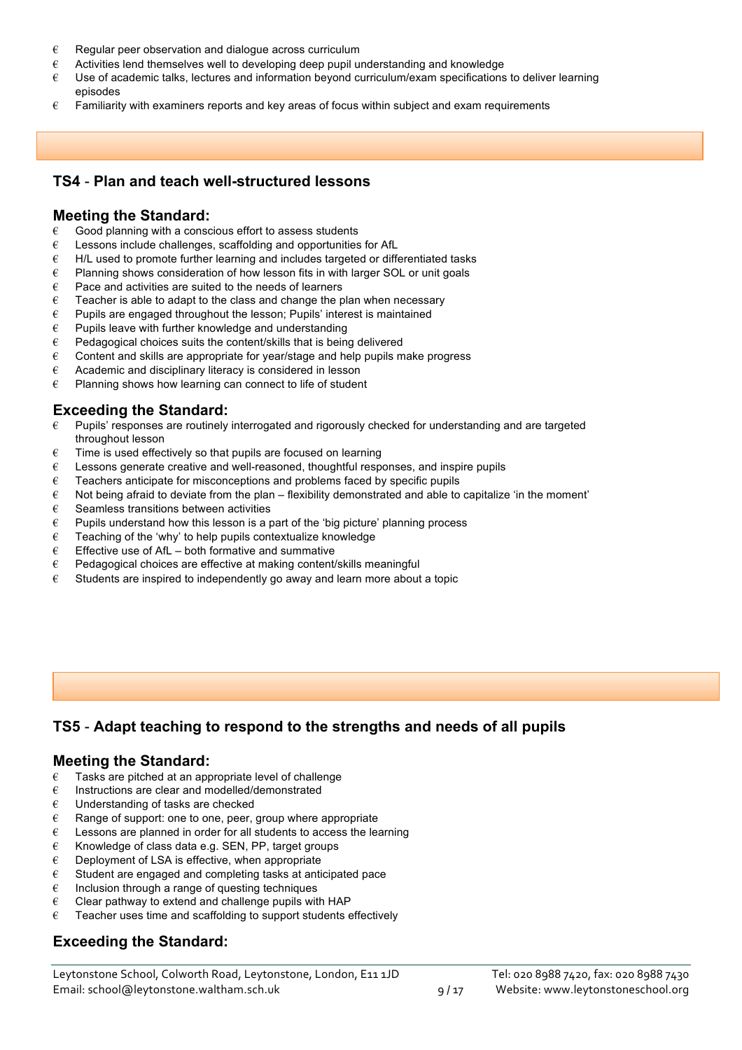- Regular peer observation and dialogue across curriculum
- Activities lend themselves well to developing deep pupil understanding and knowledge
- Use of academic talks, lectures and information beyond curriculum/exam specifications to deliver learning episodes
- Familiarity with examiners reports and key areas of focus within subject and exam requirements

## TS4 - Plan and teach well-structured lessons

### Meeting the Standard:

- Good planning with a conscious effort to assess students
- Lessons include challenges, scaffolding and opportunities for AfL
- H/L used to promote further learning and includes targeted or differentiated tasks
- Planning shows consideration of how lesson fits in with larger SOL or unit goals
- Pace and activities are suited to the needs of learners
- Teacher is able to adapt to the class and change the plan when necessary
- Pupils are engaged throughout the lesson; Pupils' interest is maintained
- Pupils leave with further knowledge and understanding
- Pedagogical choices suits the content/skills that is being delivered
- Content and skills are appropriate for year/stage and help pupils make progress
- Academic and disciplinary literacy is considered in lesson
- Planning shows how learning can connect to life of student

### Exceeding the Standard:

- Pupils' responses are routinely interrogated and rigorously checked for understanding and are targeted throughout lesson
- Time is used effectively so that pupils are focused on learning
- Lessons generate creative and well-reasoned, thoughtful responses, and inspire pupils
- Teachers anticipate for misconceptions and problems faced by specific pupils
- Not being afraid to deviate from the plan – flexibility demonstrated and able to capitalize 'in the moment'
- Seamless transitions between activities
- Pupils understand how this lesson is a part of the 'big picture' planning process
- Teaching of the 'why' to help pupils contextualize knowledge
- Effective use of AfL – both formative and summative
- Pedagogical choices are effective at making content/skills meaningful
- Students are inspired to independently go away and learn more about a topic

## TS5 - Adapt teaching to respond to the strengths and needs of all pupils

### Meeting the Standard:

- Tasks are pitched at an appropriate level of challenge
- Instructions are clear and modelled/demonstrated
- Understanding of tasks are checked
- Range of support: one to one, peer, group where appropriate
- Lessons are planned in order for all students to access the learning
- Knowledge of class data e.g. SEN, PP, target groups
- Deployment of LSA is effective, when appropriate
- Student are engaged and completing tasks at anticipated pace
- Inclusion through a range of questing techniques
- Clear pathway to extend and challenge pupils with HAP
- Teacher uses time and scaffolding to support students effectively

### Exceeding the Standard: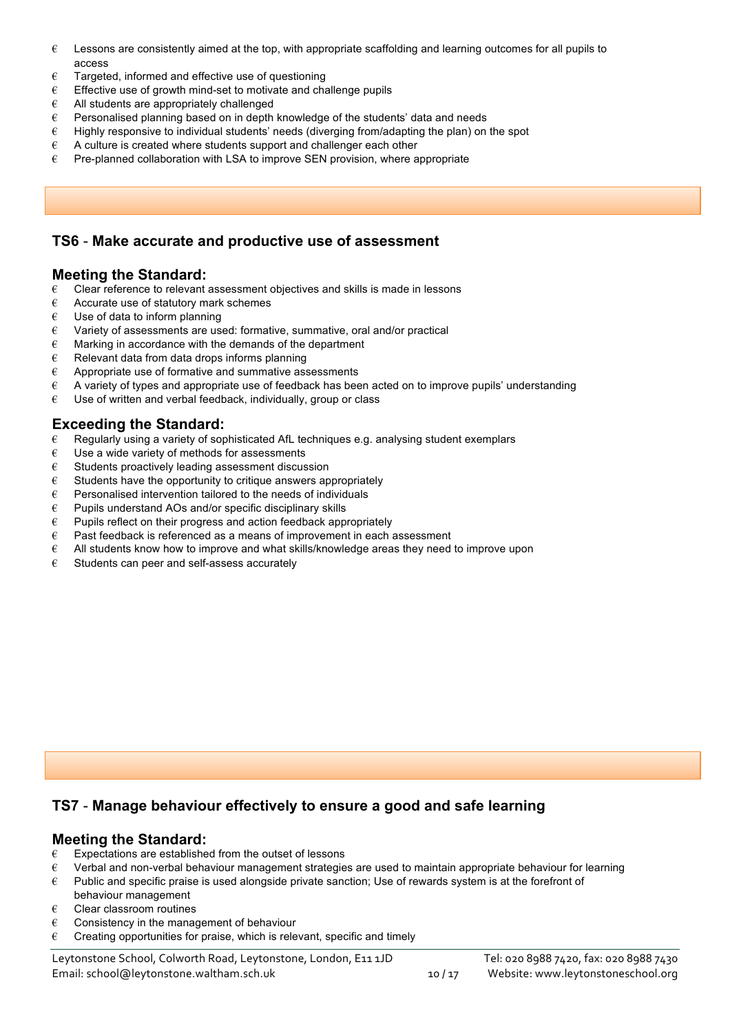- Lessons are consistently aimed at the top, with appropriate scaffolding and learning outcomes for all pupils to access
- Targeted, informed and effective use of questioning
- Effective use of growth mind-set to motivate and challenge pupils
- All students are appropriately challenged
- Personalised planning based on in depth knowledge of the students' data and needs
- Highly responsive to individual students' needs (diverging from/adapting the plan) on the spot
- A culture is created where students support and challenger each other
- Pre-planned collaboration with LSA to improve SEN provision, where appropriate

## TS6 - Make accurate and productive use of assessment

### Meeting the Standard:

- Clear reference to relevant assessment objectives and skills is made in lessons
- Accurate use of statutory mark schemes
- Use of data to inform planning
- Variety of assessments are used: formative, summative, oral and/or practical
- Marking in accordance with the demands of the department
- Relevant data from data drops informs planning
- Appropriate use of formative and summative assessments
- A variety of types and appropriate use of feedback has been acted on to improve pupils' understanding
- Use of written and verbal feedback, individually, group or class

### Exceeding the Standard:

- Regularly using a variety of sophisticated AfL techniques e.g. analysing student exemplars
- Use a wide variety of methods for assessments
- Students proactively leading assessment discussion
- Students have the opportunity to critique answers appropriately
- Personalised intervention tailored to the needs of individuals
- Pupils understand AOs and/or specific disciplinary skills
- Pupils reflect on their progress and action feedback appropriately
- Past feedback is referenced as a means of improvement in each assessment
- All students know how to improve and what skills/knowledge areas they need to improve upon
- Students can peer and self-assess accurately

## TS7 - Manage behaviour effectively to ensure a good and safe learning

### Meeting the Standard:

- Expectations are established from the outset of lessons
- Verbal and non-verbal behaviour management strategies are used to maintain appropriate behaviour for learning
- Public and specific praise is used alongside private sanction; Use of rewards system is at the forefront of behaviour management
- Clear classroom routines
- Consistency in the management of behaviour
- Creating opportunities for praise, which is relevant, specific and timely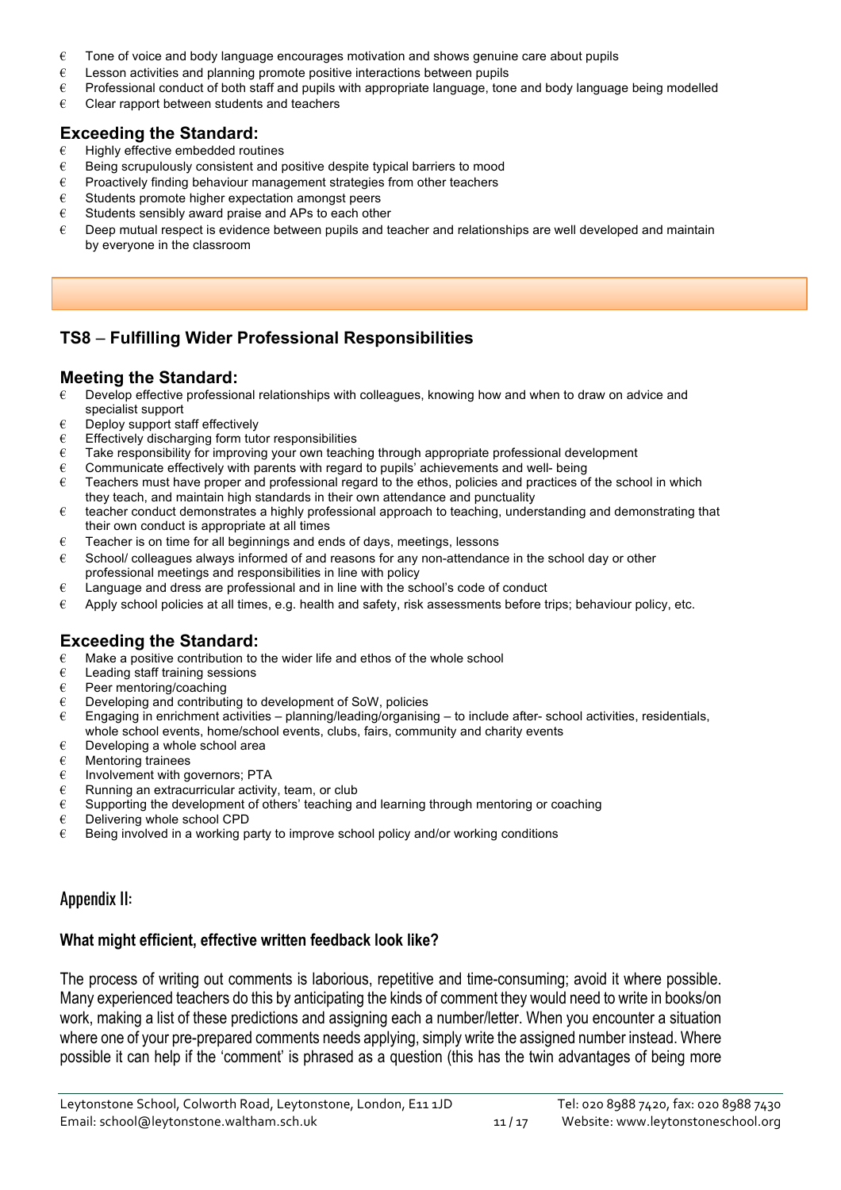- Tone of voice and body language encourages motivation and shows genuine care about pupils
- Lesson activities and planning promote positive interactions between pupils
- Professional conduct of both staff and pupils with appropriate language, tone and body language being modelled
- Clear rapport between students and teachers

### Exceeding the Standard:

- Highly effective embedded routines
- Being scrupulously consistent and positive despite typical barriers to mood
- Proactively finding behaviour management strategies from other teachers
- Students promote higher expectation amongst peers
- Students sensibly award praise and APs to each other
- Deep mutual respect is evidence between pupils and teacher and relationships are well developed and maintain by everyone in the classroom

## TS8 – Fulfilling Wider Professional Responsibilities

### Meeting the Standard:

- Develop effective professional relationships with colleagues, knowing how and when to draw on advice and specialist support
- Deploy support staff effectively
- Effectively discharging form tutor responsibilities
- Take responsibility for improving your own teaching through appropriate professional development
- Communicate effectively with parents with regard to pupils' achievements and well- being
- Teachers must have proper and professional regard to the ethos, policies and practices of the school in which they teach, and maintain high standards in their own attendance and punctuality
- teacher conduct demonstrates a highly professional approach to teaching, understanding and demonstrating that their own conduct is appropriate at all times
- Teacher is on time for all beginnings and ends of days, meetings, lessons
- School/ colleagues always informed of and reasons for any non-attendance in the school day or other professional meetings and responsibilities in line with policy
- Language and dress are professional and in line with the school's code of conduct
- Apply school policies at all times, e.g. health and safety, risk assessments before trips; behaviour policy, etc.

### Exceeding the Standard:

- Make a positive contribution to the wider life and ethos of the whole school
- Leading staff training sessions
- Peer mentoring/coaching
- Developing and contributing to development of SoW, policies
- Engaging in enrichment activities – planning/leading/organising – to include after- school activities, residentials, whole school events, home/school events, clubs, fairs, community and charity events
- Developing a whole school area
- Mentoring trainees
- Involvement with governors; PTA
- Running an extracurricular activity, team, or club
- Supporting the development of others' teaching and learning through mentoring or coaching
- Delivering whole school CPD
- Being involved in a working party to improve school policy and/or working conditions

## Appendix II:

### What might efficient, effective written feedback look like?

The process of writing out comments is laborious, repetitive and time-consuming; avoid it where possible. Many experienced teachers do this by anticipating the kinds of comment they would need to write in books/on work, making a list of these predictions and assigning each a number/letter. When you encounter a situation where one of your pre-prepared comments needs applying, simply write the assigned number instead. Where possible it can help if the 'comment' is phrased as a question (this has the twin advantages of being more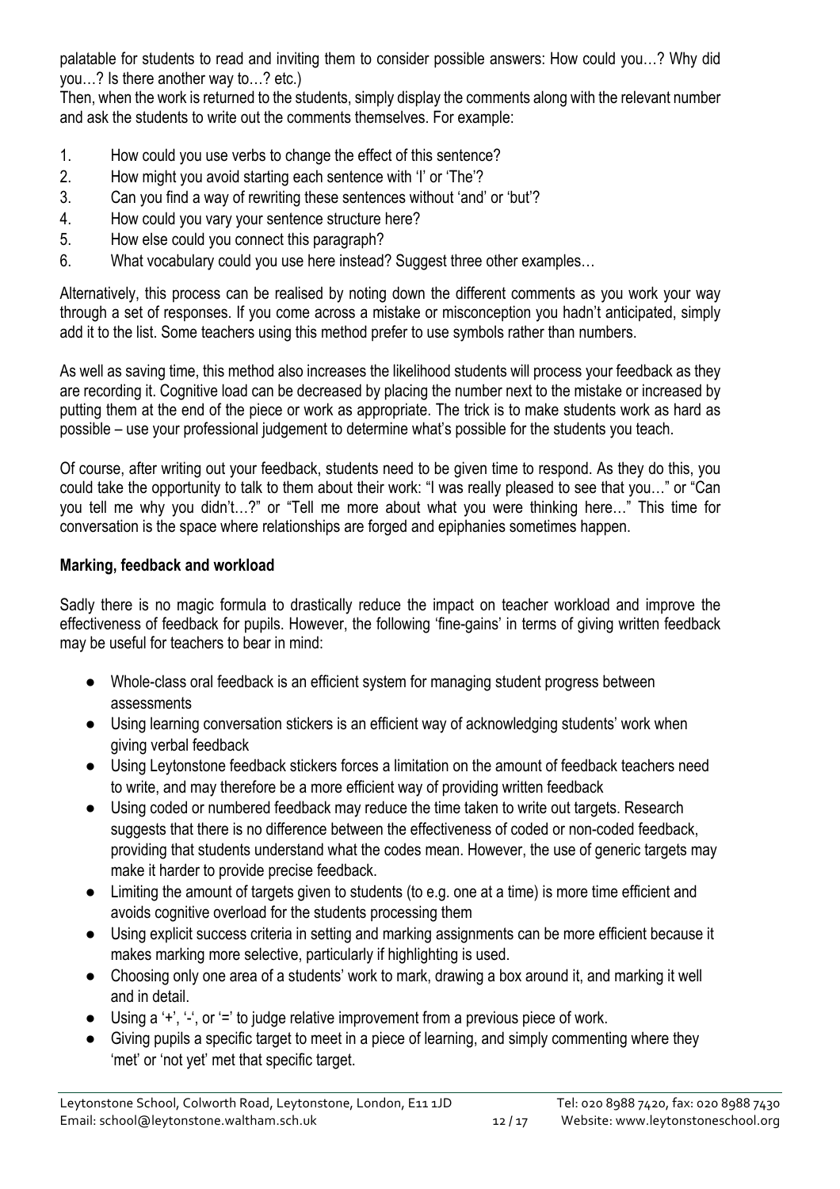palatable for students to read and inviting them to consider possible answers: How could you…? Why did you…? Is there another way to…? etc.)

Then, when the work is returned to the students, simply display the comments along with the relevant number and ask the students to write out the comments themselves. For example:

1. How could you use verbs to change the effect of this sentence?
2. How might you avoid starting each sentence with 'I' or 'The'?
3. Can you find a way of rewriting these sentences without 'and' or 'but'?
4. How could you vary your sentence structure here?
5. How else could you connect this paragraph?
6. What vocabulary could you use here instead? Suggest three other examples…

Alternatively, this process can be realised by noting down the different comments as you work your way through a set of responses. If you come across a mistake or misconception you hadn't anticipated, simply add it to the list. Some teachers using this method prefer to use symbols rather than numbers.

As well as saving time, this method also increases the likelihood students will process your feedback as they are recording it. Cognitive load can be decreased by placing the number next to the mistake or increased by putting them at the end of the piece or work as appropriate. The trick is to make students work as hard as possible – use your professional judgement to determine what's possible for the students you teach.

Of course, after writing out your feedback, students need to be given time to respond. As they do this, you could take the opportunity to talk to them about their work: "I was really pleased to see that you…" or "Can you tell me why you didn't…?" or "Tell me more about what you were thinking here…" This time for conversation is the space where relationships are forged and epiphanies sometimes happen.

**Marking, feedback and workload**

Sadly there is no magic formula to drastically reduce the impact on teacher workload and improve the effectiveness of feedback for pupils. However, the following 'fine-gains' in terms of giving written feedback may be useful for teachers to bear in mind:

- Whole-class oral feedback is an efficient system for managing student progress between assessments
- Using learning conversation stickers is an efficient way of acknowledging students' work when giving verbal feedback
- Using Leytonstone feedback stickers forces a limitation on the amount of feedback teachers need to write, and may therefore be a more efficient way of providing written feedback
- Using coded or numbered feedback may reduce the time taken to write out targets. Research suggests that there is no difference between the effectiveness of coded or non-coded feedback, providing that students understand what the codes mean. However, the use of generic targets may make it harder to provide precise feedback.
- Limiting the amount of targets given to students (to e.g. one at a time) is more time efficient and avoids cognitive overload for the students processing them
- Using explicit success criteria in setting and marking assignments can be more efficient because it makes marking more selective, particularly if highlighting is used.
- Choosing only one area of a students' work to mark, drawing a box around it, and marking it well and in detail.
- Using a '+', '-', or '=' to judge relative improvement from a previous piece of work.
- Giving pupils a specific target to meet in a piece of learning, and simply commenting where they 'met' or 'not yet' met that specific target.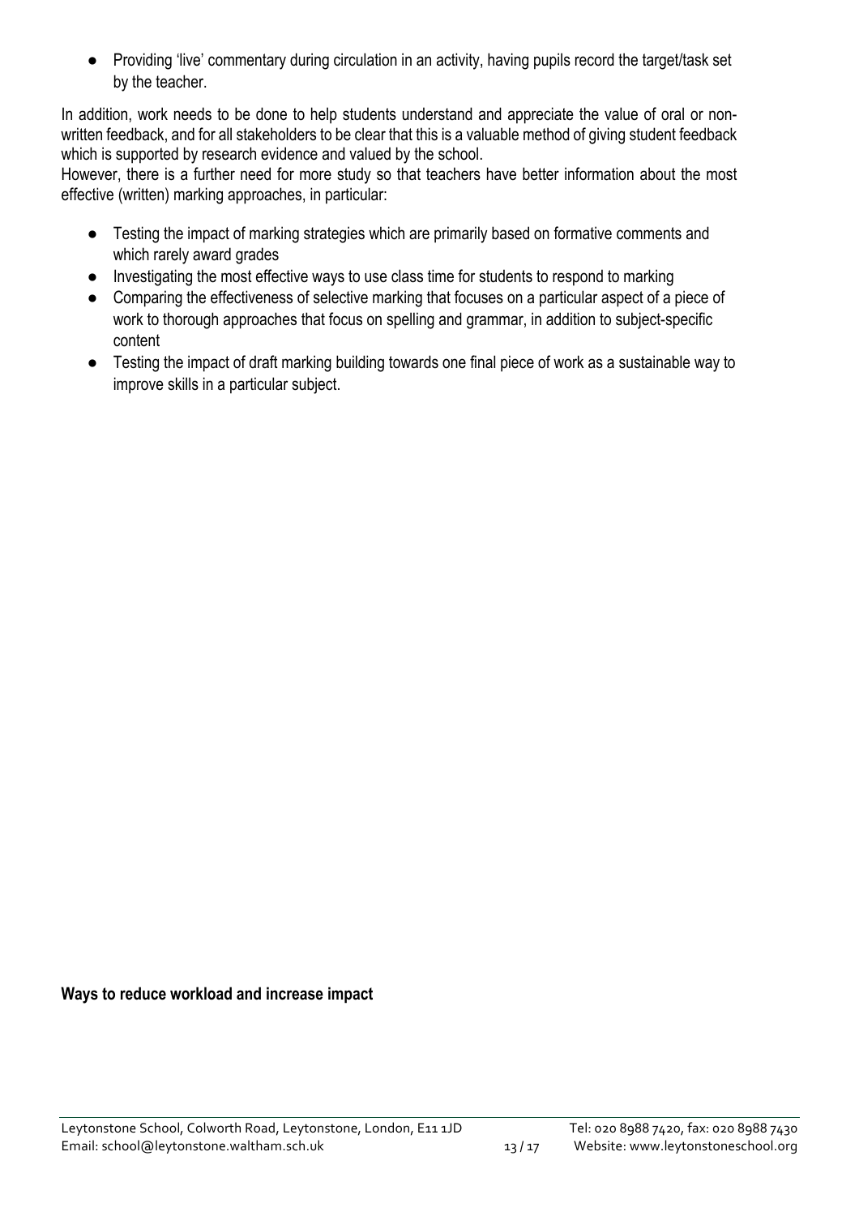- Providing 'live' commentary during circulation in an activity, having pupils record the target/task set by the teacher.

In addition, work needs to be done to help students understand and appreciate the value of oral or non-written feedback, and for all stakeholders to be clear that this is a valuable method of giving student feedback which is supported by research evidence and valued by the school.

However, there is a further need for more study so that teachers have better information about the most effective (written) marking approaches, in particular:

- Testing the impact of marking strategies which are primarily based on formative comments and which rarely award grades
- Investigating the most effective ways to use class time for students to respond to marking
- Comparing the effectiveness of selective marking that focuses on a particular aspect of a piece of work to thorough approaches that focus on spelling and grammar, in addition to subject-specific content
- Testing the impact of draft marking building towards one final piece of work as a sustainable way to improve skills in a particular subject.

**Ways to reduce workload and increase impact**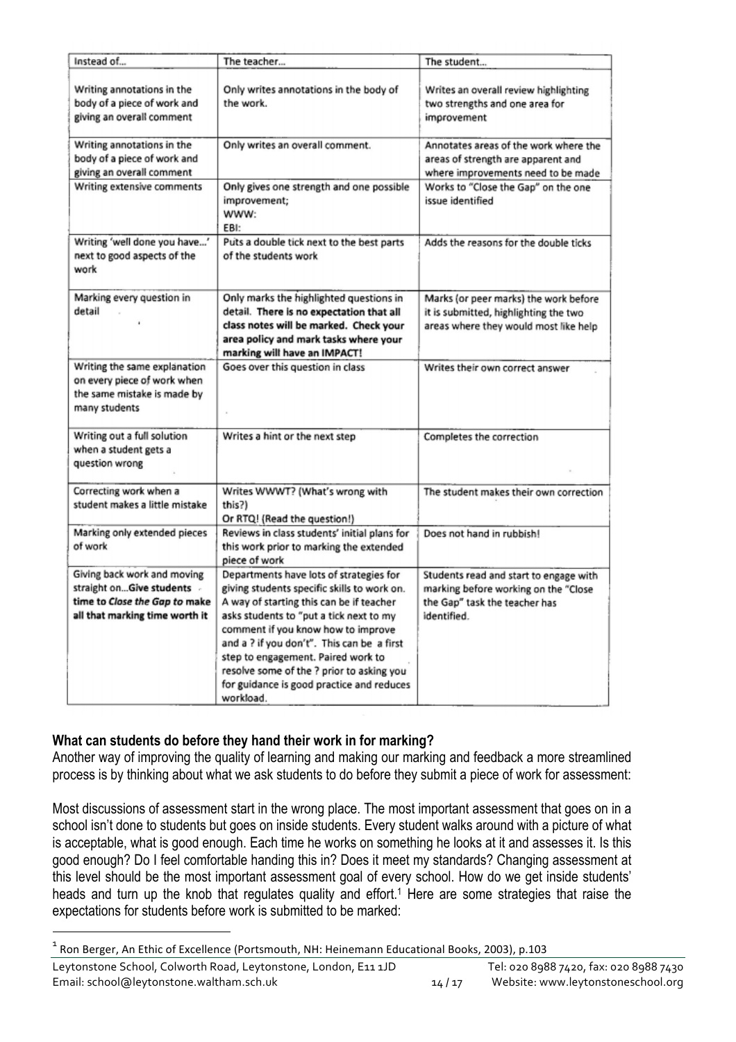| Instead of… | The teacher… | The student… |
|---|---|---|
| Writing annotations in the body of a piece of work and giving an overall comment | Only writes annotations in the body of the work. | Writes an overall review highlighting two strengths and one area for improvement |
| Writing annotations in the body of a piece of work and giving an overall comment | Only writes an overall comment. | Annotates areas of the work where the areas of strength are apparent and where improvements need to be made |
| Writing extensive comments | Only gives one strength and one possible improvement;<br>WWW:<br>EBI: | Works to "Close the Gap" on the one issue identified |
| Writing 'well done you have…' next to good aspects of the work | Puts a double tick next to the best parts of the students work | Adds the reasons for the double ticks |
| Marking every question in detail | Only marks the highlighted questions in detail. **There is no expectation that all class notes will be marked. Check your area policy and mark tasks where your marking will have an IMPACT!** | Marks (or peer marks) the work before it is submitted, highlighting the two areas where they would most like help |
| Writing the same explanation on every piece of work when the same mistake is made by many students | Goes over this question in class | Writes their own correct answer |
| Writing out a full solution when a student gets a question wrong | Writes a hint or the next step | Completes the correction |
| Correcting work when a student makes a little mistake | Writes WWWT? (What's wrong with this?)<br>Or RTQ! (Read the question!) | The student makes their own correction |
| Marking only extended pieces of work | Reviews in class students' initial plans for this work prior to marking the extended piece of work | Does not hand in rubbish! |
| Giving back work and moving straight on…**Give students time to *Close the Gap* to make all that marking time worth it** | Departments have lots of strategies for giving students specific skills to work on. A way of starting this can be if teacher asks students to "put a tick next to my comment if you know how to improve and a ? if you don't". This can be a first step to engagement. Paired work to resolve some of the ? prior to asking you for guidance is good practice and reduces workload. | Students read and start to engage with marking before working on the "Close the Gap" task the teacher has identified. |

**What can students do before they hand their work in for marking?**

Another way of improving the quality of learning and making our marking and feedback a more streamlined process is by thinking about what we ask students to do before they submit a piece of work for assessment:

Most discussions of assessment start in the wrong place. The most important assessment that goes on in a school isn't done to students but goes on inside students. Every student walks around with a picture of what is acceptable, what is good enough. Each time he works on something he looks at it and assesses it. Is this good enough? Do I feel comfortable handing this in? Does it meet my standards? Changing assessment at this level should be the most important assessment goal of every school. How do we get inside students' heads and turn up the knob that regulates quality and effort.[1] Here are some strategies that raise the expectations for students before work is submitted to be marked:

[1] Ron Berger, An Ethic of Excellence (Portsmouth, NH: Heinemann Educational Books, 2003), p.103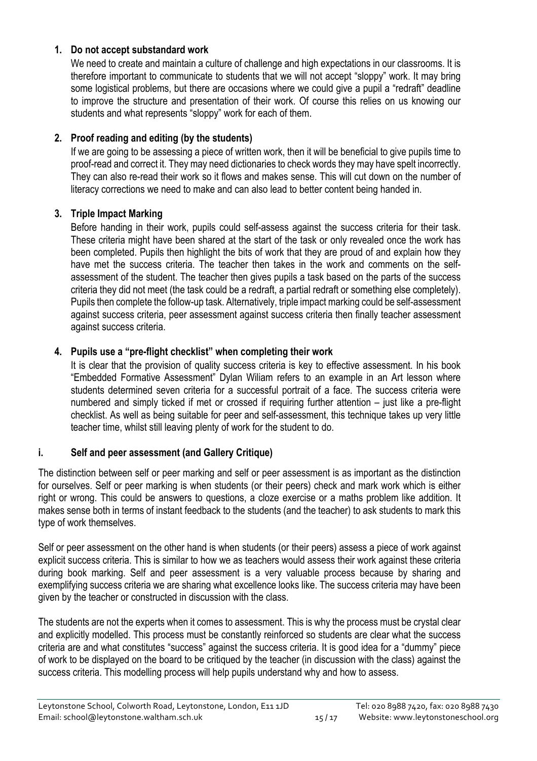1. **Do not accept substandard work**

   We need to create and maintain a culture of challenge and high expectations in our classrooms. It is therefore important to communicate to students that we will not accept "sloppy" work. It may bring some logistical problems, but there are occasions where we could give a pupil a "redraft" deadline to improve the structure and presentation of their work. Of course this relies on us knowing our students and what represents "sloppy" work for each of them.

2. **Proof reading and editing (by the students)**

   If we are going to be assessing a piece of written work, then it will be beneficial to give pupils time to proof-read and correct it. They may need dictionaries to check words they may have spelt incorrectly. They can also re-read their work so it flows and makes sense. This will cut down on the number of literacy corrections we need to make and can also lead to better content being handed in.

3. **Triple Impact Marking**

   Before handing in their work, pupils could self-assess against the success criteria for their task. These criteria might have been shared at the start of the task or only revealed once the work has been completed. Pupils then highlight the bits of work that they are proud of and explain how they have met the success criteria. The teacher then takes in the work and comments on the self-assessment of the student. The teacher then gives pupils a task based on the parts of the success criteria they did not meet (the task could be a redraft, a partial redraft or something else completely). Pupils then complete the follow-up task. Alternatively, triple impact marking could be self-assessment against success criteria, peer assessment against success criteria then finally teacher assessment against success criteria.

4. **Pupils use a "pre-flight checklist" when completing their work**

   It is clear that the provision of quality success criteria is key to effective assessment. In his book "Embedded Formative Assessment" Dylan Wiliam refers to an example in an Art lesson where students determined seven criteria for a successful portrait of a face. The success criteria were numbered and simply ticked if met or crossed if requiring further attention – just like a pre-flight checklist. As well as being suitable for peer and self-assessment, this technique takes up very little teacher time, whilst still leaving plenty of work for the student to do.

### i. Self and peer assessment (and Gallery Critique)

The distinction between self or peer marking and self or peer assessment is as important as the distinction for ourselves. Self or peer marking is when students (or their peers) check and mark work which is either right or wrong. This could be answers to questions, a cloze exercise or a maths problem like addition. It makes sense both in terms of instant feedback to the students (and the teacher) to ask students to mark this type of work themselves.

Self or peer assessment on the other hand is when students (or their peers) assess a piece of work against explicit success criteria. This is similar to how we as teachers would assess their work against these criteria during book marking. Self and peer assessment is a very valuable process because by sharing and exemplifying success criteria we are sharing what excellence looks like. The success criteria may have been given by the teacher or constructed in discussion with the class.

The students are not the experts when it comes to assessment. This is why the process must be crystal clear and explicitly modelled. This process must be constantly reinforced so students are clear what the success criteria are and what constitutes "success" against the success criteria. It is good idea for a "dummy" piece of work to be displayed on the board to be critiqued by the teacher (in discussion with the class) against the success criteria. This modelling process will help pupils understand why and how to assess.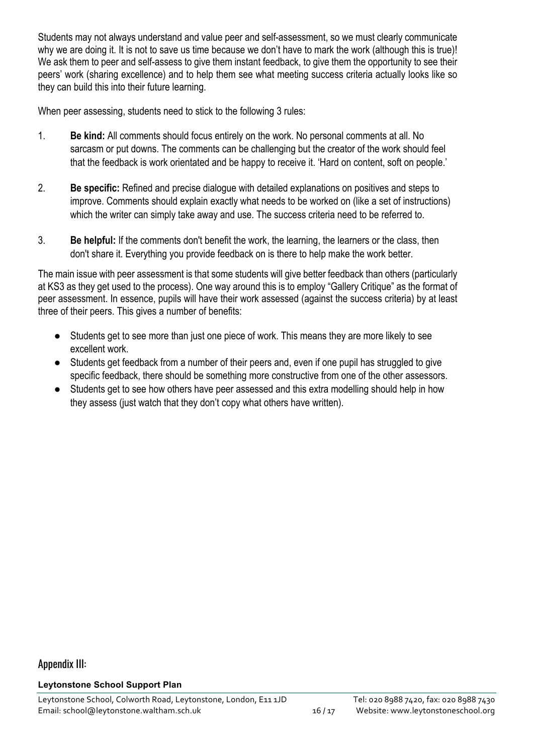Students may not always understand and value peer and self-assessment, so we must clearly communicate why we are doing it. It is not to save us time because we don't have to mark the work (although this is true)! We ask them to peer and self-assess to give them instant feedback, to give them the opportunity to see their peers' work (sharing excellence) and to help them see what meeting success criteria actually looks like so they can build this into their future learning.

When peer assessing, students need to stick to the following 3 rules:

1. **Be kind:** All comments should focus entirely on the work. No personal comments at all. No sarcasm or put downs. The comments can be challenging but the creator of the work should feel that the feedback is work orientated and be happy to receive it. 'Hard on content, soft on people.'

2. **Be specific:** Refined and precise dialogue with detailed explanations on positives and steps to improve. Comments should explain exactly what needs to be worked on (like a set of instructions) which the writer can simply take away and use. The success criteria need to be referred to.

3. **Be helpful:** If the comments don't benefit the work, the learning, the learners or the class, then don't share it. Everything you provide feedback on is there to help make the work better.

The main issue with peer assessment is that some students will give better feedback than others (particularly at KS3 as they get used to the process). One way around this is to employ "Gallery Critique" as the format of peer assessment. In essence, pupils will have their work assessed (against the success criteria) by at least three of their peers. This gives a number of benefits:

- Students get to see more than just one piece of work. This means they are more likely to see excellent work.
- Students get feedback from a number of their peers and, even if one pupil has struggled to give specific feedback, there should be something more constructive from one of the other assessors.
- Students get to see how others have peer assessed and this extra modelling should help in how they assess (just watch that they don't copy what others have written).

## Appendix III:

**Leytonstone School Support Plan**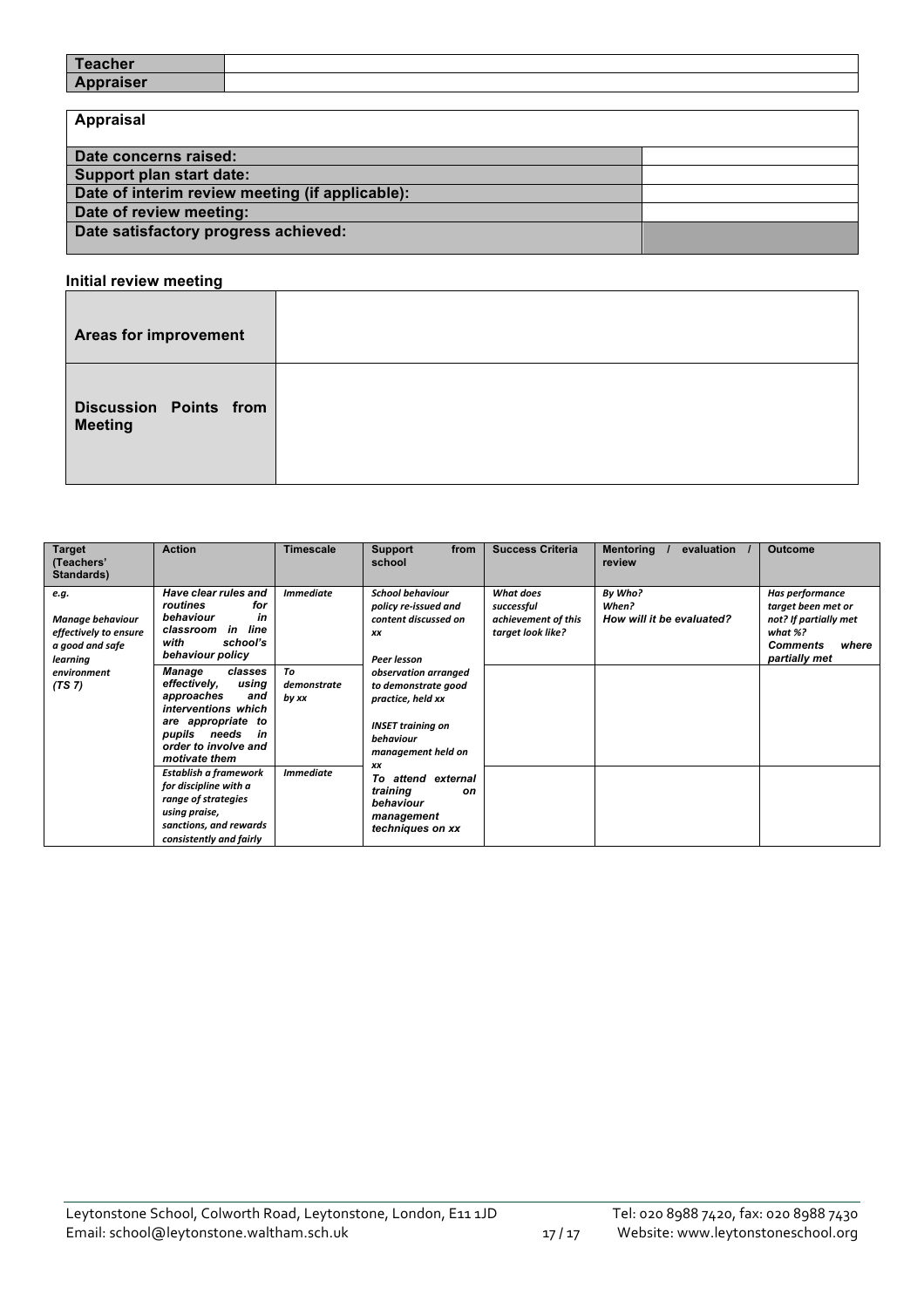| | |
|---|---|
| **Teacher** | |
| **Appraiser** | |

| **Appraisal** | |
|---|---|
| **Date concerns raised:** | |
| **Support plan start date:** | |
| **Date of interim review meeting (if applicable):** | |
| **Date of review meeting:** | |
| **Date satisfactory progress achieved:** | |

**Initial review meeting**

| | |
|---|---|
| **Areas for improvement** | |
| **Discussion Points from Meeting** | |

| Target (Teachers' Standards) | Action | Timescale | Support from school | Success Criteria | Mentoring / evaluation / review | Outcome |
|---|---|---|---|---|---|---|
| *e.g.* *Manage behaviour effectively to ensure a good and safe learning environment (TS 7)* | *Have clear rules and routines for behaviour in classroom in line with school's behaviour policy* | *Immediate* | *School behaviour policy re-issued and content discussed on xx* *Peer lesson observation arranged to demonstrate good practice, held xx* *INSET training on behaviour management held on xx* *To attend external training on behaviour management techniques on xx* | *What does successful achievement of this target look like?* | *By Who? When? How will it be evaluated?* | *Has performance target been met or not? If partially met what %? **Comments** where partially met* |
| | *Manage classes effectively, using approaches and interventions which are appropriate to pupils needs in order to involve and motivate them* | *To demonstrate by xx* | | | | |
| | *Establish a framework for discipline with a range of strategies using praise, sanctions, and rewards consistently and fairly* | *Immediate* | | | | |